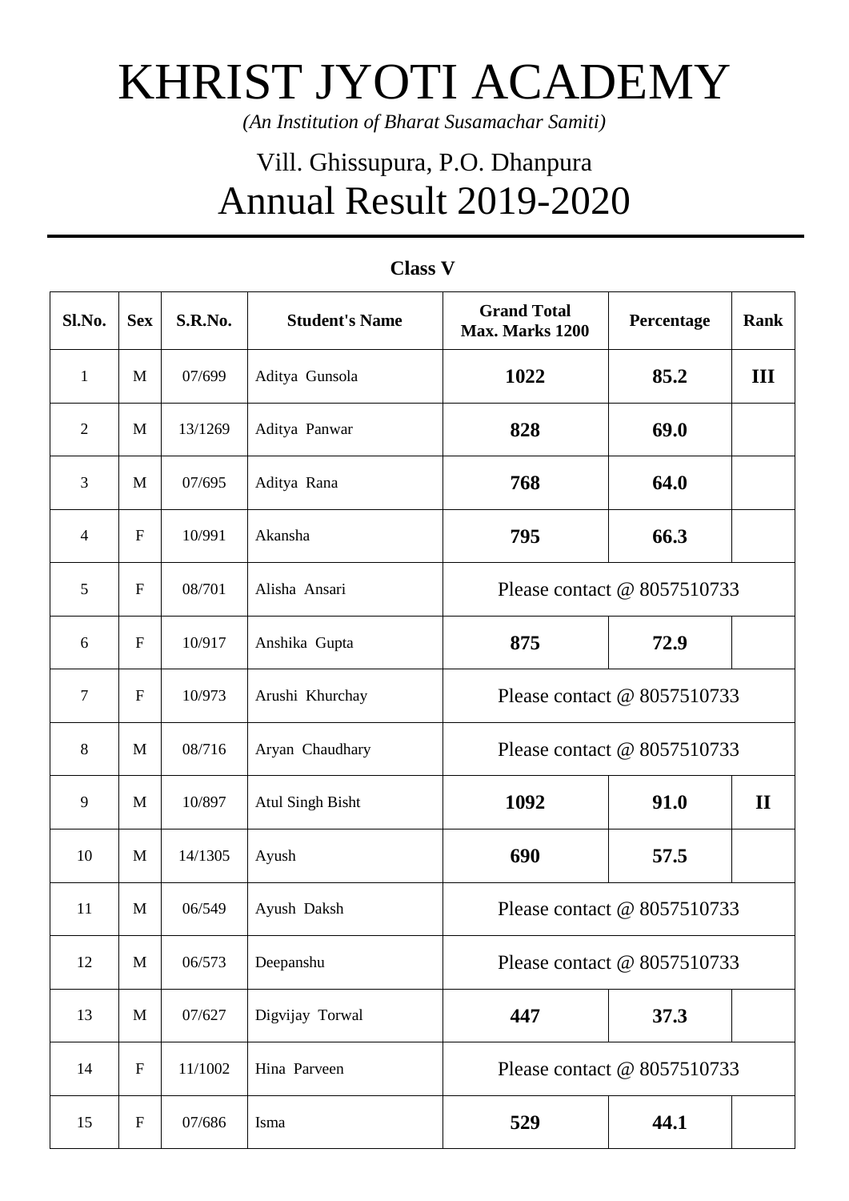# KHRIST JYOTI ACADEMY

*(An Institution of Bharat Susamachar Samiti)*

## Vill. Ghissupura, P.O. Dhanpura

## Annual Result 2019-2020

**Class V**

| Sl.No. | Sex | S.R.No. | Student's Name | Grand Total Max. Marks 1200 | Percentage | Rank |
|---|---|---|---|---|---|---|
| 1 | M | 07/699 | Aditya Gunsola | **1022** | **85.2** | **III** |
| 2 | M | 13/1269 | Aditya Panwar | **828** | **69.0** | |
| 3 | M | 07/695 | Aditya Rana | **768** | **64.0** | |
| 4 | F | 10/991 | Akansha | **795** | **66.3** | |
| 5 | F | 08/701 | Alisha Ansari | Please contact @ 8057510733 | | |
| 6 | F | 10/917 | Anshika Gupta | **875** | **72.9** | |
| 7 | F | 10/973 | Arushi Khurchay | Please contact @ 8057510733 | | |
| 8 | M | 08/716 | Aryan Chaudhary | Please contact @ 8057510733 | | |
| 9 | M | 10/897 | Atul Singh Bisht | **1092** | **91.0** | **II** |
| 10 | M | 14/1305 | Ayush | **690** | **57.5** | |
| 11 | M | 06/549 | Ayush Daksh | Please contact @ 8057510733 | | |
| 12 | M | 06/573 | Deepanshu | Please contact @ 8057510733 | | |
| 13 | M | 07/627 | Digvijay Torwal | **447** | **37.3** | |
| 14 | F | 11/1002 | Hina Parveen | Please contact @ 8057510733 | | |
| 15 | F | 07/686 | Isma | **529** | **44.1** | |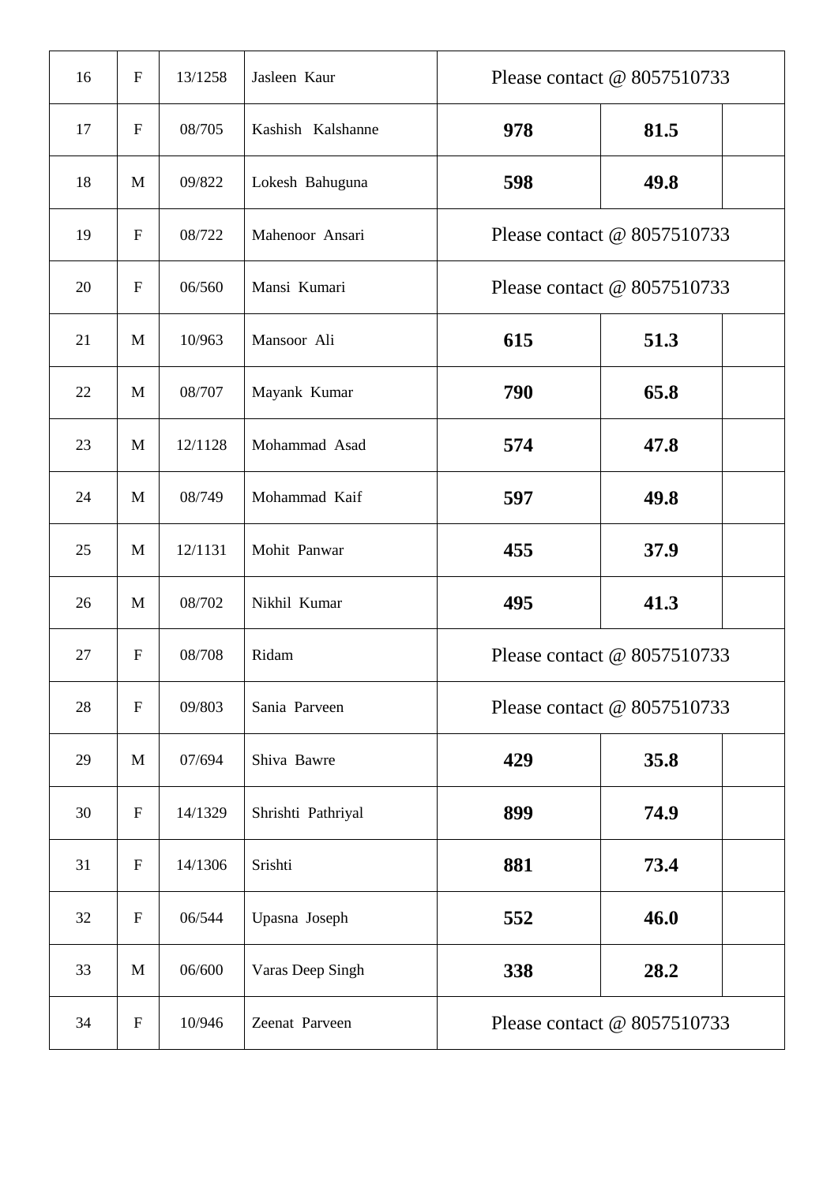| | | | | | | |
|---|---|---|---|---|---|---|
| 16 | F | 13/1258 | Jasleen Kaur | Please contact @ 8057510733 | | |
| 17 | F | 08/705 | Kashish Kalshanne | **978** | **81.5** | |
| 18 | M | 09/822 | Lokesh Bahuguna | **598** | **49.8** | |
| 19 | F | 08/722 | Mahenoor Ansari | Please contact @ 8057510733 | | |
| 20 | F | 06/560 | Mansi Kumari | Please contact @ 8057510733 | | |
| 21 | M | 10/963 | Mansoor Ali | **615** | **51.3** | |
| 22 | M | 08/707 | Mayank Kumar | **790** | **65.8** | |
| 23 | M | 12/1128 | Mohammad Asad | **574** | **47.8** | |
| 24 | M | 08/749 | Mohammad Kaif | **597** | **49.8** | |
| 25 | M | 12/1131 | Mohit Panwar | **455** | **37.9** | |
| 26 | M | 08/702 | Nikhil Kumar | **495** | **41.3** | |
| 27 | F | 08/708 | Ridam | Please contact @ 8057510733 | | |
| 28 | F | 09/803 | Sania Parveen | Please contact @ 8057510733 | | |
| 29 | M | 07/694 | Shiva Bawre | **429** | **35.8** | |
| 30 | F | 14/1329 | Shrishti Pathriyal | **899** | **74.9** | |
| 31 | F | 14/1306 | Srishti | **881** | **73.4** | |
| 32 | F | 06/544 | Upasna Joseph | **552** | **46.0** | |
| 33 | M | 06/600 | Varas Deep Singh | **338** | **28.2** | |
| 34 | F | 10/946 | Zeenat Parveen | Please contact @ 8057510733 | | |